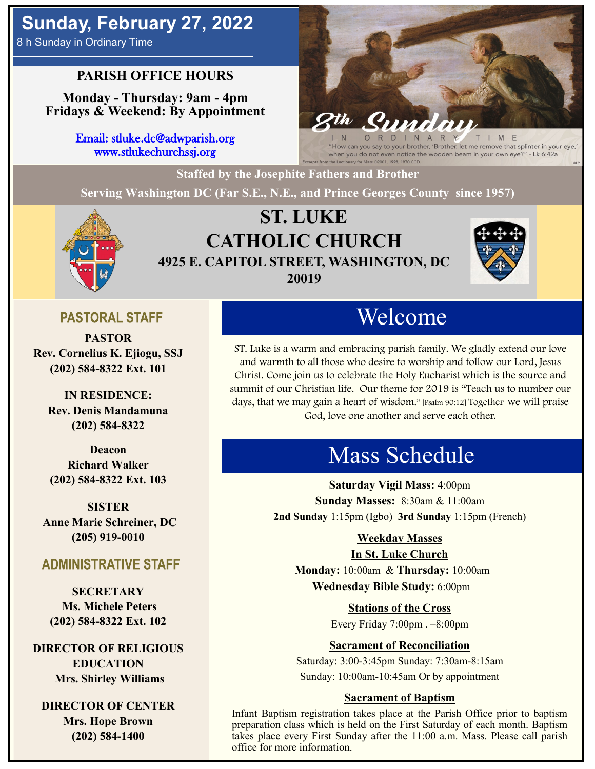# Sunday, February 27, 2022

8 h Sunday in Ordinary Time

## PARISH OFFICE HOURS

**Monday - Thursday: 9am - 4pm**
**Fridays & Weekend: By Appointment**

Email: stluke.dc@adwparish.org
www.stlukechurchssj.org

8th Sunday IN ORDINARY TIME

"How can you say to your brother, 'Brother, let me remove that splinter in your eye,' when you do not even notice the wooden beam in your own eye?" - Lk 6:42a

Excerpts from the Lectionary for Mass ©2001, 1998, 1970 CCD.

**Staffed by the Josephite Fathers and Brother**
**Serving Washington DC (Far S.E., N.E., and Prince Georges County since 1957)**

# ST. LUKE CATHOLIC CHURCH

**4925 E. CAPITOL STREET, WASHINGTON, DC 20019**

## PASTORAL STAFF

**PASTOR**
**Rev. Cornelius K. Ejiogu, SSJ**
**(202) 584-8322 Ext. 101**

**IN RESIDENCE:**
**Rev. Denis Mandamuna**
**(202) 584-8322**

**Deacon**
**Richard Walker**
**(202) 584-8322 Ext. 103**

**SISTER**
**Anne Marie Schreiner, DC**
**(205) 919-0010**

## ADMINISTRATIVE STAFF

**SECRETARY**
**Ms. Michele Peters**
**(202) 584-8322 Ext. 102**

**DIRECTOR OF RELIGIOUS EDUCATION**
**Mrs. Shirley Williams**

**DIRECTOR OF CENTER**
**Mrs. Hope Brown**
**(202) 584-1400**

## Welcome

ST. Luke is a warm and embracing parish family. We gladly extend our love and warmth to all those who desire to worship and follow our Lord, Jesus Christ. Come join us to celebrate the Holy Eucharist which is the source and summit of our Christian life. Our theme for 2019 is "Teach us to number our days, that we may gain a heart of wisdom." [Psalm 90:12] Together we will praise God, love one another and serve each other.

## Mass Schedule

**Saturday Vigil Mass:** 4:00pm
**Sunday Masses:** 8:30am & 11:00am
**2nd Sunday** 1:15pm (Igbo) **3rd Sunday** 1:15pm (French)

**Weekday Masses**
**In St. Luke Church**
**Monday:** 10:00am & **Thursday:** 10:00am
**Wednesday Bible Study:** 6:00pm

**Stations of the Cross**
Every Friday 7:00pm . –8:00pm

**Sacrament of Reconciliation**
Saturday: 3:00-3:45pm Sunday: 7:30am-8:15am
Sunday: 10:00am-10:45am Or by appointment

**Sacrament of Baptism**

Infant Baptism registration takes place at the Parish Office prior to baptism preparation class which is held on the First Saturday of each month. Baptism takes place every First Sunday after the 11:00 a.m. Mass. Please call parish office for more information.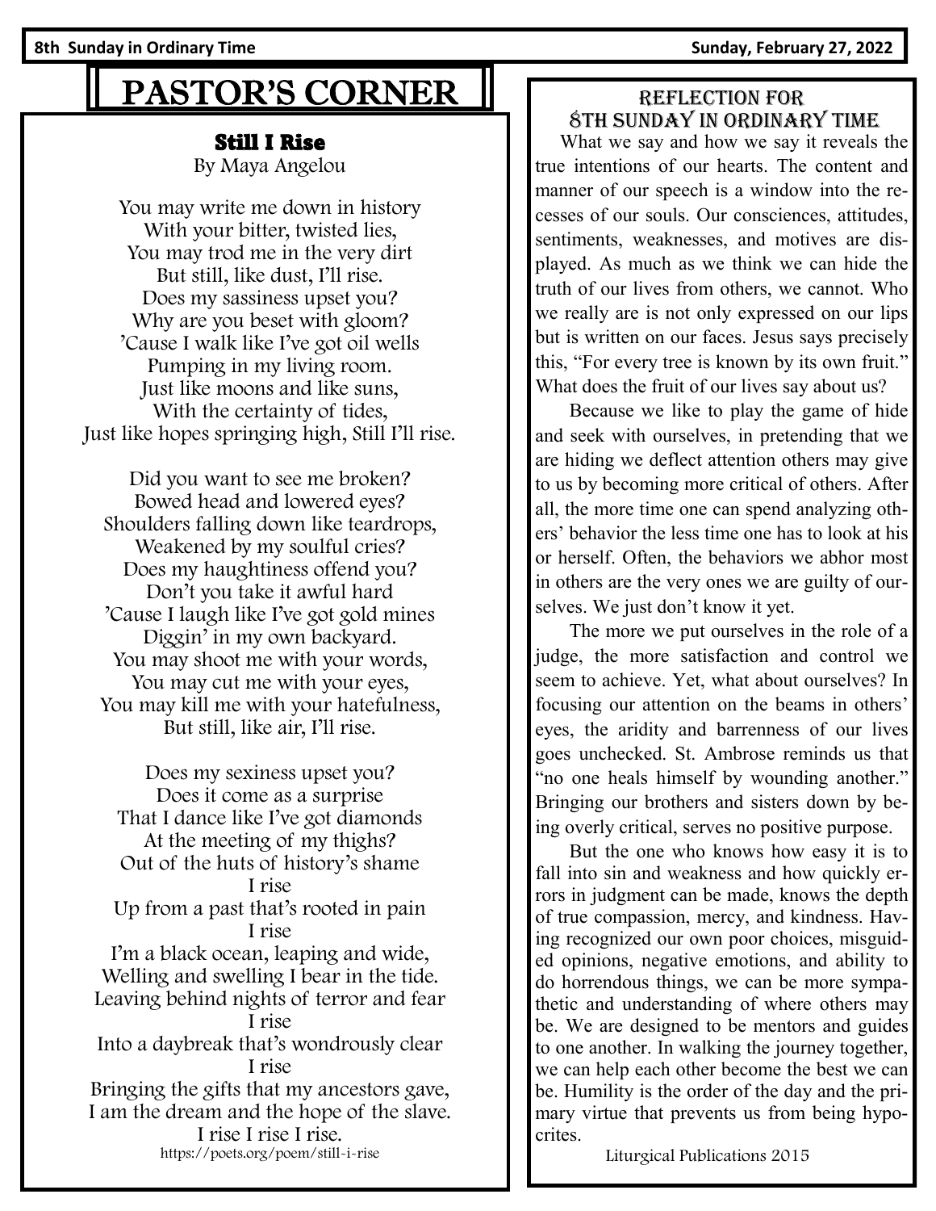# PASTOR'S CORNER

## Still I Rise

By Maya Angelou

You may write me down in history
With your bitter, twisted lies,
You may trod me in the very dirt
But still, like dust, I'll rise.
Does my sassiness upset you?
Why are you beset with gloom?
'Cause I walk like I've got oil wells
Pumping in my living room.
Just like moons and like suns,
With the certainty of tides,
Just like hopes springing high, Still I'll rise.

Did you want to see me broken?
Bowed head and lowered eyes?
Shoulders falling down like teardrops,
Weakened by my soulful cries?
Does my haughtiness offend you?
Don't you take it awful hard
'Cause I laugh like I've got gold mines
Diggin' in my own backyard.
You may shoot me with your words,
You may cut me with your eyes,
You may kill me with your hatefulness,
But still, like air, I'll rise.

Does my sexiness upset you?
Does it come as a surprise
That I dance like I've got diamonds
At the meeting of my thighs?
Out of the huts of history's shame
I rise
Up from a past that's rooted in pain
I rise
I'm a black ocean, leaping and wide,
Welling and swelling I bear in the tide.
Leaving behind nights of terror and fear
I rise
Into a daybreak that's wondrously clear
I rise
Bringing the gifts that my ancestors gave,
I am the dream and the hope of the slave.
I rise I rise I rise.

https://poets.org/poem/still-i-rise

## Reflection for 8th Sunday in Ordinary Time

What we say and how we say it reveals the true intentions of our hearts. The content and manner of our speech is a window into the recesses of our souls. Our consciences, attitudes, sentiments, weaknesses, and motives are displayed. As much as we think we can hide the truth of our lives from others, we cannot. Who we really are is not only expressed on our lips but is written on our faces. Jesus says precisely this, "For every tree is known by its own fruit." What does the fruit of our lives say about us?

Because we like to play the game of hide and seek with ourselves, in pretending that we are hiding we deflect attention others may give to us by becoming more critical of others. After all, the more time one can spend analyzing others' behavior the less time one has to look at his or herself. Often, the behaviors we abhor most in others are the very ones we are guilty of ourselves. We just don't know it yet.

The more we put ourselves in the role of a judge, the more satisfaction and control we seem to achieve. Yet, what about ourselves? In focusing our attention on the beams in others' eyes, the aridity and barrenness of our lives goes unchecked. St. Ambrose reminds us that "no one heals himself by wounding another." Bringing our brothers and sisters down by being overly critical, serves no positive purpose.

But the one who knows how easy it is to fall into sin and weakness and how quickly errors in judgment can be made, knows the depth of true compassion, mercy, and kindness. Having recognized our own poor choices, misguided opinions, negative emotions, and ability to do horrendous things, we can be more sympathetic and understanding of where others may be. We are designed to be mentors and guides to one another. In walking the journey together, we can help each other become the best we can be. Humility is the order of the day and the primary virtue that prevents us from being hypocrites.

Liturgical Publications 2015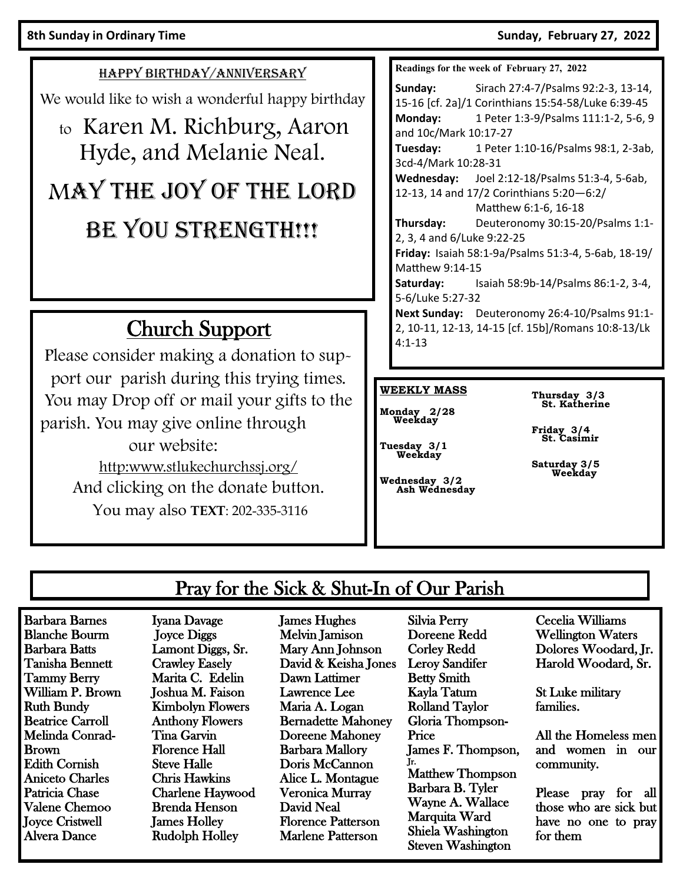8th Sunday in Ordinary Time — Sunday, February 27, 2022

## HAPPY BIRTHDAY/ANNIVERSARY

We would like to wish a wonderful happy birthday to Karen M. Richburg, Aaron Hyde, and Melanie Neal.

MAY THE JOY OF THE LORD BE YOU STRENGTH!!!

## Church Support

Please consider making a donation to support our parish during this trying times. You may Drop off or mail your gifts to the parish. You may give online through our website:

http:www.stlukechurchssj.org/

And clicking on the donate button.

You may also **TEXT**: 202-335-3116

**Readings for the week of February 27, 2022**

**Sunday:** Sirach 27:4-7/Psalms 92:2-3, 13-14, 15-16 [cf. 2a]/1 Corinthians 15:54-58/Luke 6:39-45

**Monday:** 1 Peter 1:3-9/Psalms 111:1-2, 5-6, 9 and 10c/Mark 10:17-27

**Tuesday:** 1 Peter 1:10-16/Psalms 98:1, 2-3ab, 3cd-4/Mark 10:28-31

**Wednesday:** Joel 2:12-18/Psalms 51:3-4, 5-6ab, 12-13, 14 and 17/2 Corinthians 5:20—6:2/ Matthew 6:1-6, 16-18

**Thursday:** Deuteronomy 30:15-20/Psalms 1:1-2, 3, 4 and 6/Luke 9:22-25

**Friday:** Isaiah 58:1-9a/Psalms 51:3-4, 5-6ab, 18-19/ Matthew 9:14-15

**Saturday:** Isaiah 58:9b-14/Psalms 86:1-2, 3-4, 5-6/Luke 5:27-32

**Next Sunday:** Deuteronomy 26:4-10/Psalms 91:1-2, 10-11, 12-13, 14-15 [cf. 15b]/Romans 10:8-13/Lk 4:1-13

**WEEKLY MASS**

**Monday 2/28**
Weekday

**Tuesday 3/1**
Weekday

**Wednesday 3/2**
Ash Wednesday

**Thursday 3/3**
St. Katherine

**Friday 3/4**
St. Casimir

**Saturday 3/5**
Weekday

## Pray for the Sick & Shut-In of Our Parish

Barbara Barnes
Blanche Bourm
Barbara Batts
Tanisha Bennett
Tammy Berry
William P. Brown
Ruth Bundy
Beatrice Carroll
Melinda Conrad-Brown
Edith Cornish
Aniceto Charles
Patricia Chase
Valene Chemoo
Joyce Cristwell
Alvera Dance
Iyana Davage
Joyce Diggs
Lamont Diggs, Sr.
Crawley Easely
Marita C. Edelin
Joshua M. Faison
Kimbolyn Flowers
Anthony Flowers
Tina Garvin
Florence Hall
Steve Halle
Chris Hawkins
Charlene Haywood
Brenda Henson
James Holley
Rudolph Holley
James Hughes
Melvin Jamison
Mary Ann Johnson
David & Keisha Jones
Dawn Lattimer
Lawrence Lee
Maria A. Logan
Bernadette Mahoney
Doreene Mahoney
Barbara Mallory
Doris McCannon
Alice L. Montague
Veronica Murray
David Neal
Florence Patterson
Marlene Patterson
Silvia Perry
Doreene Redd
Corley Redd
Leroy Sandifer
Betty Smith
Kayla Tatum
Rolland Taylor
Gloria Thompson-Price
James F. Thompson, Jr.
Matthew Thompson
Barbara B. Tyler
Wayne A. Wallace
Marquita Ward
Shiela Washington
Steven Washington
Cecelia Williams
Wellington Waters
Dolores Woodard, Jr.
Harold Woodard, Sr.

St Luke military families.

All the Homeless men and women in our community.

Please pray for all those who are sick but have no one to pray for them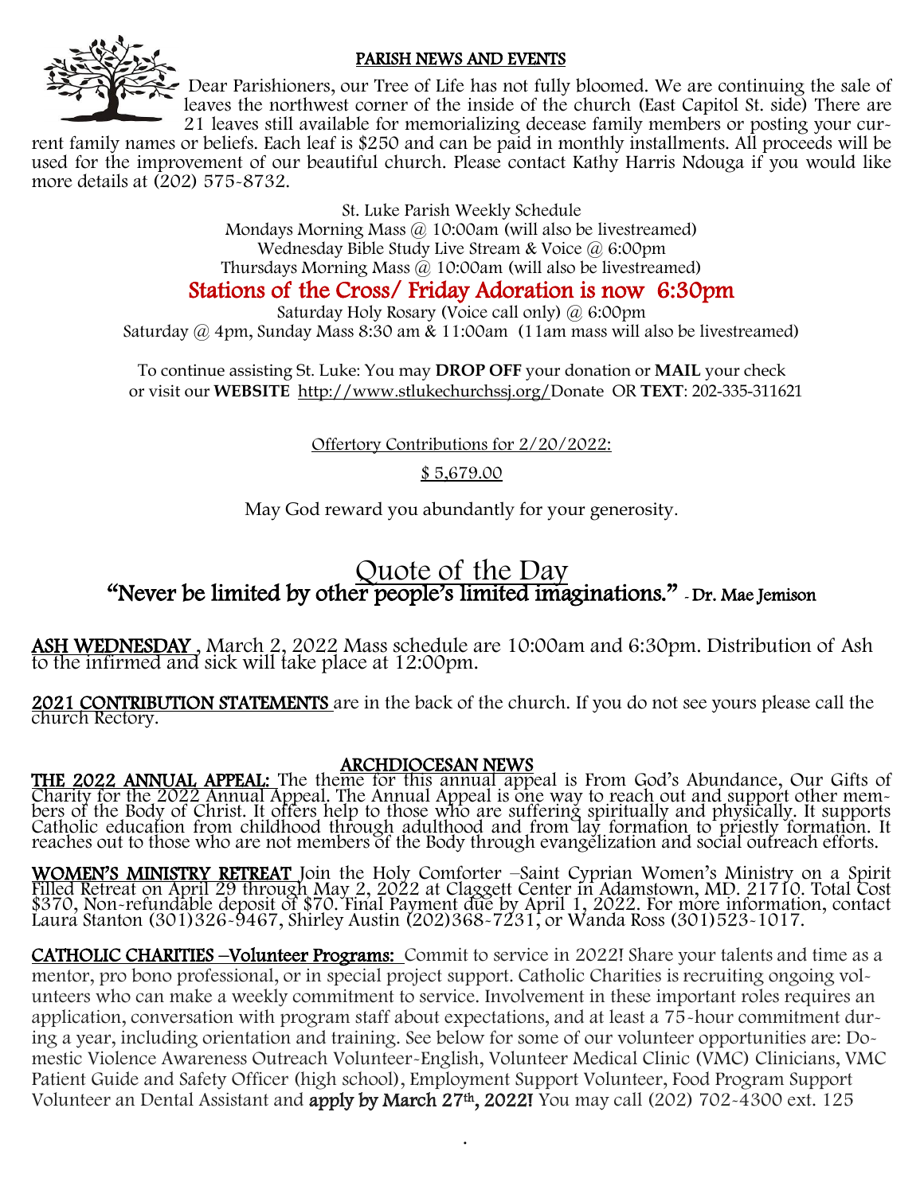## PARISH NEWS AND EVENTS

Dear Parishioners, our Tree of Life has not fully bloomed. We are continuing the sale of leaves the northwest corner of the inside of the church (East Capitol St. side) There are 21 leaves still available for memorializing decease family members or posting your current family names or beliefs. Each leaf is $250 and can be paid in monthly installments. All proceeds will be used for the improvement of our beautiful church. Please contact Kathy Harris Ndouga if you would like more details at (202) 575-8732.

St. Luke Parish Weekly Schedule
Mondays Morning Mass @ 10:00am (will also be livestreamed)
Wednesday Bible Study Live Stream & Voice @ 6:00pm
Thursdays Morning Mass @ 10:00am (will also be livestreamed)

**Stations of the Cross/ Friday Adoration is now 6:30pm**

Saturday Holy Rosary (Voice call only) @ 6:00pm
Saturday @ 4pm, Sunday Mass 8:30 am & 11:00am (11am mass will also be livestreamed)

To continue assisting St. Luke: You may **DROP OFF** your donation or **MAIL** your check or visit our **WEBSITE** http://www.stlukechurchssj.org/Donate OR **TEXT**: 202-335-311621

Offertory Contributions for 2/20/2022:

$ 5,679.00

May God reward you abundantly for your generosity.

## Quote of the Day

**"Never be limited by other people's limited imaginations."** - Dr. Mae Jemison

**ASH WEDNESDAY** , March 2, 2022 Mass schedule are 10:00am and 6:30pm. Distribution of Ash to the infirmed and sick will take place at 12:00pm.

**2021 CONTRIBUTION STATEMENTS** are in the back of the church. If you do not see yours please call the church Rectory.

## ARCHDIOCESAN NEWS

**THE 2022 ANNUAL APPEAL:** The theme for this annual appeal is From God's Abundance, Our Gifts of Charity for the 2022 Annual Appeal. The Annual Appeal is one way to reach out and support other members of the Body of Christ. It offers help to those who are suffering spiritually and physically. It supports Catholic education from childhood through adulthood and from lay formation to priestly formation. It reaches out to those who are not members of the Body through evangelization and social outreach efforts.

**WOMEN'S MINISTRY RETREAT** Join the Holy Comforter –Saint Cyprian Women's Ministry on a Spirit Filled Retreat on April 29 through May 2, 2022 at Claggett Center in Adamstown, MD. 21710. Total Cost $370, Non-refundable deposit of $70. Final Payment due by April 1, 2022. For more information, contact Laura Stanton (301)326-9467, Shirley Austin (202)368-7231, or Wanda Ross (301)523-1017.

**CATHOLIC CHARITIES –Volunteer Programs:** Commit to service in 2022! Share your talents and time as a mentor, pro bono professional, or in special project support. Catholic Charities is recruiting ongoing volunteers who can make a weekly commitment to service. Involvement in these important roles requires an application, conversation with program staff about expectations, and at least a 75-hour commitment during a year, including orientation and training. See below for some of our volunteer opportunities are: Domestic Violence Awareness Outreach Volunteer-English, Volunteer Medical Clinic (VMC) Clinicians, VMC Patient Guide and Safety Officer (high school), Employment Support Volunteer, Food Program Support Volunteer an Dental Assistant and **apply by March 27th, 2022!** You may call (202) 702-4300 ext. 125